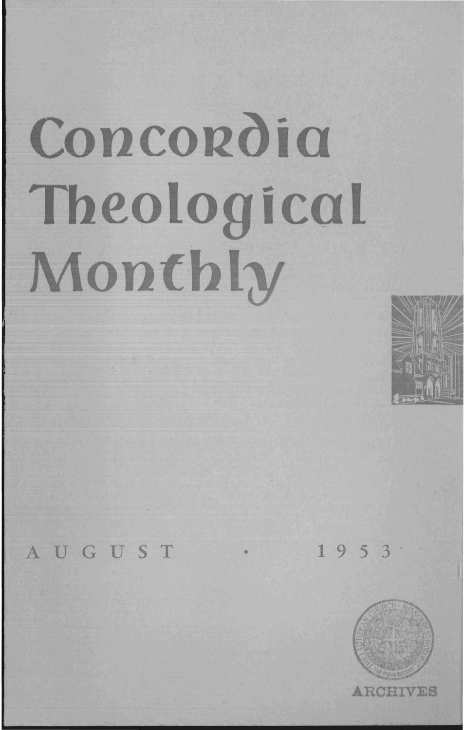# Concordia Theological Monthly

AUGUST • 1953

ARCHIVES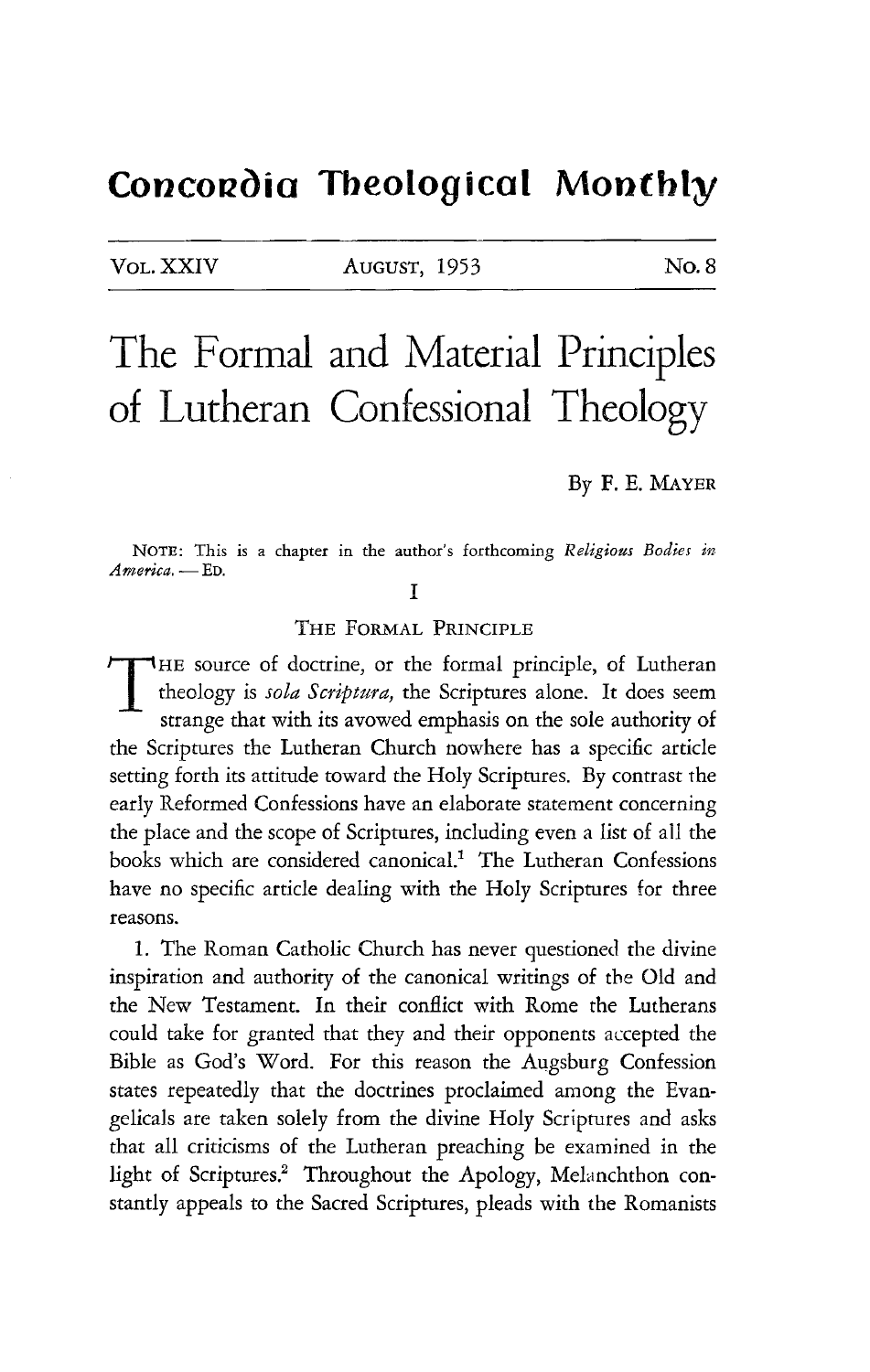# Concordia Theological Monthly

VOL. XXIV AUGUST, 1953 No. 8

# The Formal and Material Principles of Lutheran Confessional Theology

By F. E. MAYER

NOTE: This is a chapter in the author's forthcoming *Religious Bodies in America.* — ED.

## I

### THE FORMAL PRINCIPLE

THE source of doctrine, or the formal principle, of Lutheran theology is *sola Scriptura,* the Scriptures alone. It does seem strange that with its avowed emphasis on the sole authority of the Scriptures the Lutheran Church nowhere has a specific article setting forth its attitude toward the Holy Scriptures. By contrast the early Reformed Confessions have an elaborate statement concerning the place and the scope of Scriptures, including even a list of all the books which are considered canonical.[1] The Lutheran Confessions have no specific article dealing with the Holy Scriptures for three reasons.

1. The Roman Catholic Church has never questioned the divine inspiration and authority of the canonical writings of the Old and the New Testament. In their conflict with Rome the Lutherans could take for granted that they and their opponents accepted the Bible as God's Word. For this reason the Augsburg Confession states repeatedly that the doctrines proclaimed among the Evangelicals are taken solely from the divine Holy Scriptures and asks that all criticisms of the Lutheran preaching be examined in the light of Scriptures.[2] Throughout the Apology, Melanchthon constantly appeals to the Sacred Scriptures, pleads with the Romanists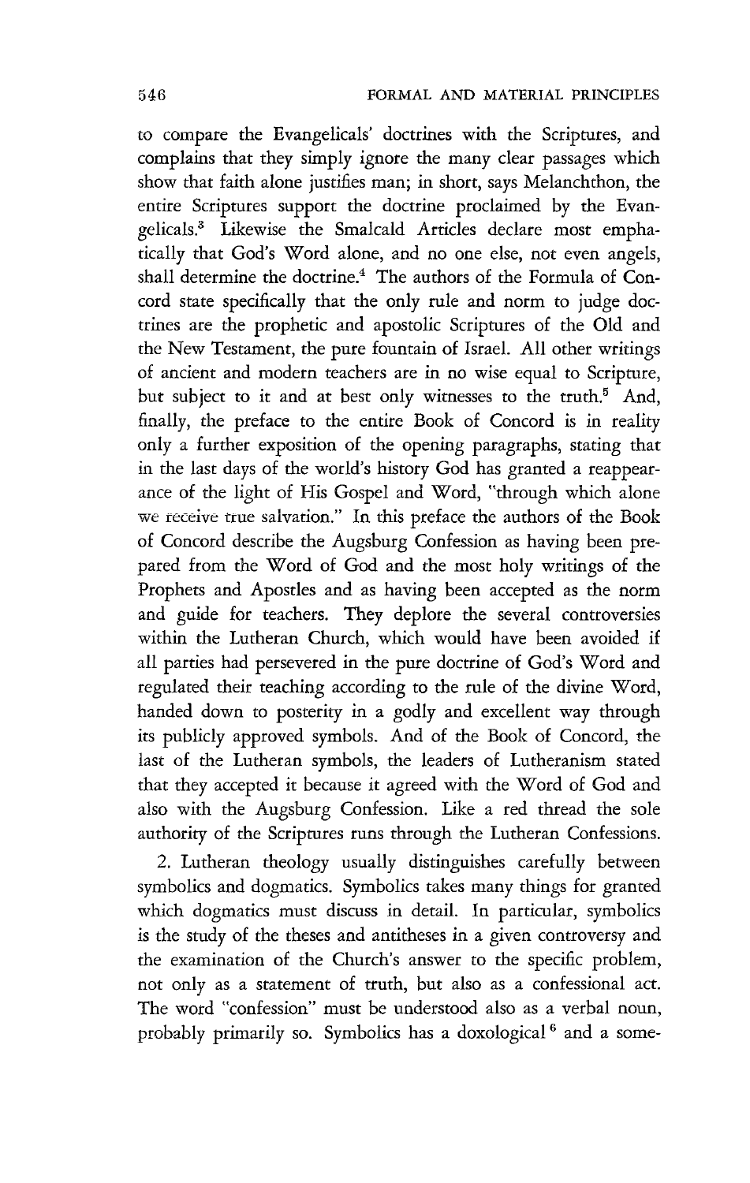to compare the Evangelicals' doctrines with the Scriptures, and complains that they simply ignore the many clear passages which show that faith alone justifies man; in short, says Melanchthon, the entire Scriptures support the doctrine proclaimed by the Evangelicals.[3] Likewise the Smalcald Articles declare most emphatically that God's Word alone, and no one else, not even angels, shall determine the doctrine.[4] The authors of the Formula of Concord state specifically that the only rule and norm to judge doctrines are the prophetic and apostolic Scriptures of the Old and the New Testament, the pure fountain of Israel. All other writings of ancient and modern teachers are in no wise equal to Scripture, but subject to it and at best only witnesses to the truth.[5] And, finally, the preface to the entire Book of Concord is in reality only a further exposition of the opening paragraphs, stating that in the last days of the world's history God has granted a reappearance of the light of His Gospel and Word, "through which alone we receive true salvation." In this preface the authors of the Book of Concord describe the Augsburg Confession as having been prepared from the Word of God and the most holy writings of the Prophets and Apostles and as having been accepted as the norm and guide for teachers. They deplore the several controversies within the Lutheran Church, which would have been avoided if all parties had persevered in the pure doctrine of God's Word and regulated their teaching according to the rule of the divine Word, handed down to posterity in a godly and excellent way through its publicly approved symbols. And of the Book of Concord, the last of the Lutheran symbols, the leaders of Lutheranism stated that they accepted it because it agreed with the Word of God and also with the Augsburg Confession. Like a red thread the sole authority of the Scriptures runs through the Lutheran Confessions.

2. Lutheran theology usually distinguishes carefully between symbolics and dogmatics. Symbolics takes many things for granted which dogmatics must discuss in detail. In particular, symbolics is the study of the theses and antitheses in a given controversy and the examination of the Church's answer to the specific problem, not only as a statement of truth, but also as a confessional act. The word "confession" must be understood also as a verbal noun, probably primarily so. Symbolics has a doxological[6] and a some-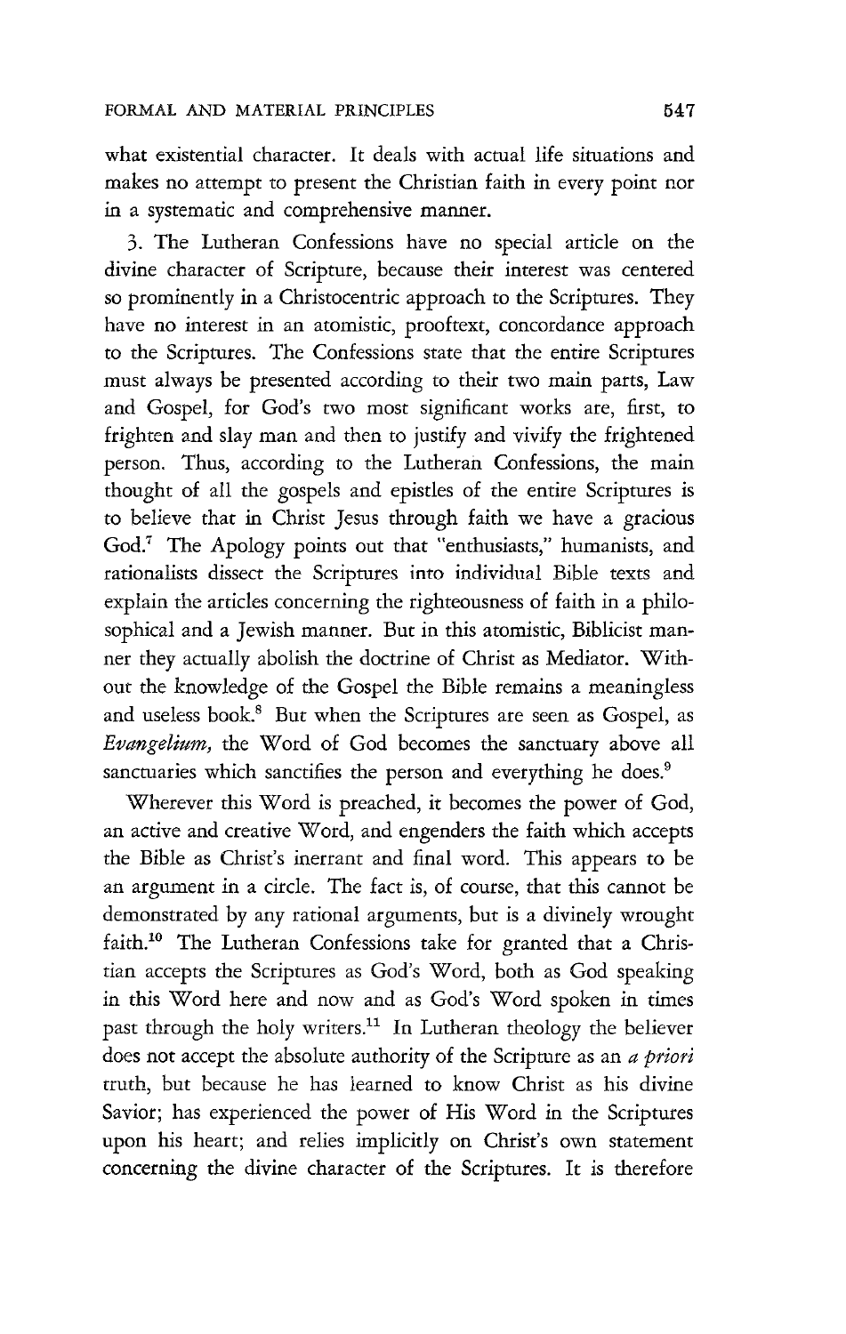what existential character. It deals with actual life situations and makes no attempt to present the Christian faith in every point nor in a systematic and comprehensive manner.

3. The Lutheran Confessions have no special article on the divine character of Scripture, because their interest was centered so prominently in a Christocentric approach to the Scriptures. They have no interest in an atomistic, prooftext, concordance approach to the Scriptures. The Confessions state that the entire Scriptures must always be presented according to their two main parts, Law and Gospel, for God's two most significant works are, first, to frighten and slay man and then to justify and vivify the frightened person. Thus, according to the Lutheran Confessions, the main thought of all the gospels and epistles of the entire Scriptures is to believe that in Christ Jesus through faith we have a gracious God.[7] The Apology points out that "enthusiasts," humanists, and rationalists dissect the Scriptures into individual Bible texts and explain the articles concerning the righteousness of faith in a philosophical and a Jewish manner. But in this atomistic, Biblicist manner they actually abolish the doctrine of Christ as Mediator. Without the knowledge of the Gospel the Bible remains a meaningless and useless book.[8] But when the Scriptures are seen as Gospel, as *Evangelium,* the Word of God becomes the sanctuary above all sanctuaries which sanctifies the person and everything he does.[9]

Wherever this Word is preached, it becomes the power of God, an active and creative Word, and engenders the faith which accepts the Bible as Christ's inerrant and final word. This appears to be an argument in a circle. The fact is, of course, that this cannot be demonstrated by any rational arguments, but is a divinely wrought faith.[10] The Lutheran Confessions take for granted that a Christian accepts the Scriptures as God's Word, both as God speaking in this Word here and now and as God's Word spoken in times past through the holy writers.[11] In Lutheran theology the believer does not accept the absolute authority of the Scripture as an *a priori* truth, but because he has learned to know Christ as his divine Savior; has experienced the power of His Word in the Scriptures upon his heart; and relies implicitly on Christ's own statement concerning the divine character of the Scriptures. It is therefore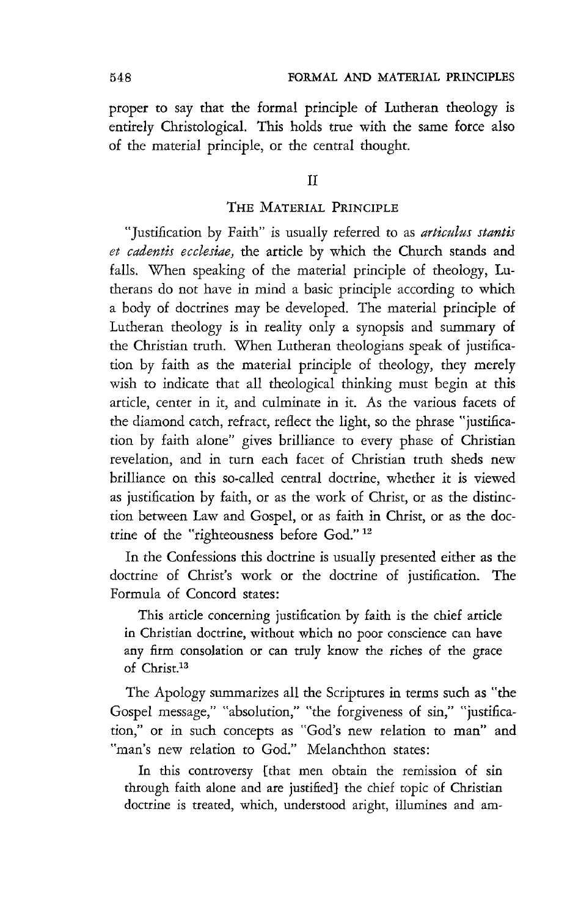proper to say that the formal principle of Lutheran theology is entirely Christological. This holds true with the same force also of the material principle, or the central thought.

## II

## The Material Principle

"Justification by Faith" is usually referred to as *articulus stantis et cadentis ecclesiae,* the article by which the Church stands and falls. When speaking of the material principle of theology, Lutherans do not have in mind a basic principle according to which a body of doctrines may be developed. The material principle of Lutheran theology is in reality only a synopsis and summary of the Christian truth. When Lutheran theologians speak of justification by faith as the material principle of theology, they merely wish to indicate that all theological thinking must begin at this article, center in it, and culminate in it. As the various facets of the diamond catch, refract, reflect the light, so the phrase "justification by faith alone" gives brilliance to every phase of Christian revelation, and in turn each facet of Christian truth sheds new brilliance on this so-called central doctrine, whether it is viewed as justification by faith, or as the work of Christ, or as the distinction between Law and Gospel, or as faith in Christ, or as the doctrine of the "righteousness before God." [12]

In the Confessions this doctrine is usually presented either as the doctrine of Christ's work or the doctrine of justification. The Formula of Concord states:

> This article concerning justification by faith is the chief article in Christian doctrine, without which no poor conscience can have any firm consolation or can truly know the riches of the grace of Christ.[13]

The Apology summarizes all the Scriptures in terms such as "the Gospel message," "absolution," "the forgiveness of sin," "justification," or in such concepts as "God's new relation to man" and "man's new relation to God." Melanchthon states:

> In this controversy [that men obtain the remission of sin through faith alone and are justified] the chief topic of Christian doctrine is treated, which, understood aright, illumines and am-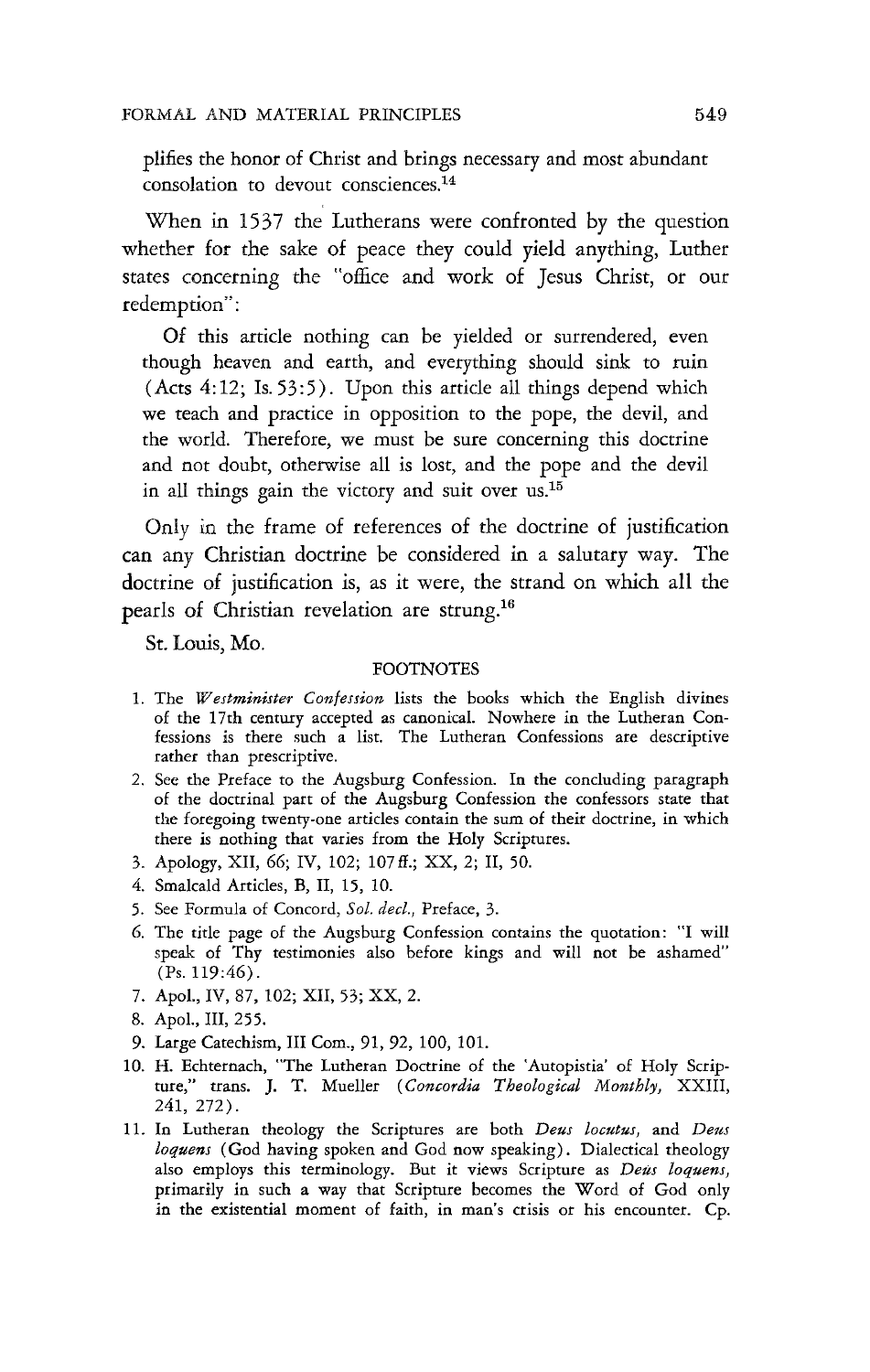plifies the honor of Christ and brings necessary and most abundant consolation to devout consciences.[14]

When in 1537 the Lutherans were confronted by the question whether for the sake of peace they could yield anything, Luther states concerning the "office and work of Jesus Christ, or our redemption":

> Of this article nothing can be yielded or surrendered, even though heaven and earth, and everything should sink to ruin (Acts 4:12; Is. 53:5). Upon this article all things depend which we teach and practice in opposition to the pope, the devil, and the world. Therefore, we must be sure concerning this doctrine and not doubt, otherwise all is lost, and the pope and the devil in all things gain the victory and suit over us.[15]

Only in the frame of references of the doctrine of justification can any Christian doctrine be considered in a salutary way. The doctrine of justification is, as it were, the strand on which all the pearls of Christian revelation are strung.[16]

St. Louis, Mo.

## FOOTNOTES

1. The *Westminister Confession* lists the books which the English divines of the 17th century accepted as canonical. Nowhere in the Lutheran Confessions is there such a list. The Lutheran Confessions are descriptive rather than prescriptive.
2. See the Preface to the Augsburg Confession. In the concluding paragraph of the doctrinal part of the Augsburg Confession the confessors state that the foregoing twenty-one articles contain the sum of their doctrine, in which there is nothing that varies from the Holy Scriptures.
3. Apology, XII, 66; IV, 102; 107 ff.; XX, 2; II, 50.
4. Smalcald Articles, B, II, 15, 10.
5. See Formula of Concord, *Sol. decl.*, Preface, 3.
6. The title page of the Augsburg Confession contains the quotation: "I will speak of Thy testimonies also before kings and will not be ashamed" (Ps. 119:46).
7. Apol., IV, 87, 102; XII, 53; XX, 2.
8. Apol., III, 255.
9. Large Catechism, III Com., 91, 92, 100, 101.
10. H. Echternach, "The Lutheran Doctrine of the 'Autopistia' of Holy Scripture," trans. J. T. Mueller (*Concordia Theological Monthly*, XXIII, 241, 272).
11. In Lutheran theology the Scriptures are both *Deus locutus*, and *Deus loquens* (God having spoken and God now speaking). Dialectical theology also employs this terminology. But it views Scripture as *Deus loquens*, primarily in such a way that Scripture becomes the Word of God only in the existential moment of faith, in man's crisis or his encounter. Cp.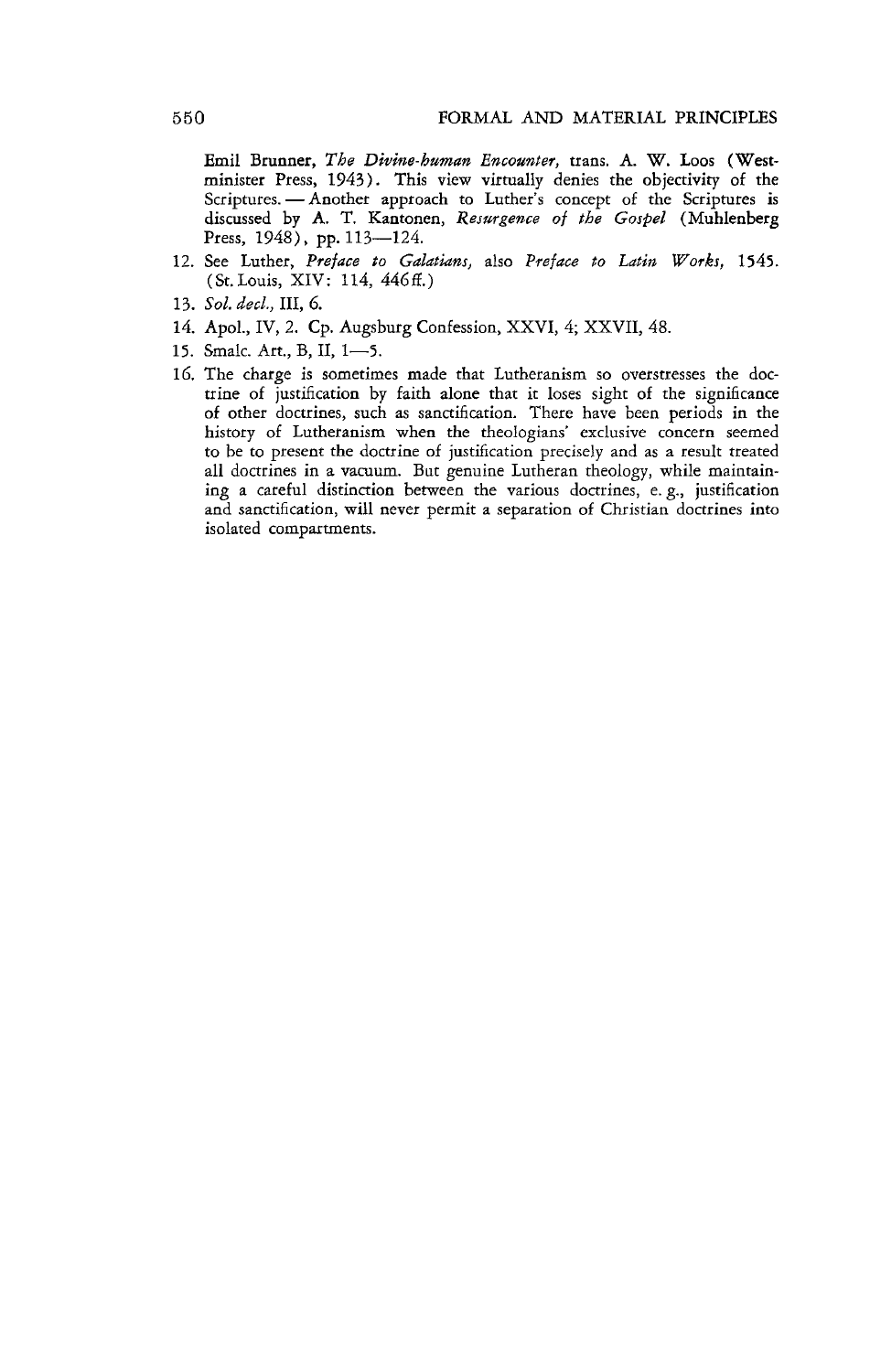Emil Brunner, *The Divine-human Encounter*, trans. A. W. Loos (Westminster Press, 1943). This view virtually denies the objectivity of the Scriptures. — Another approach to Luther's concept of the Scriptures is discussed by A. T. Kantonen, *Resurgence of the Gospel* (Muhlenberg Press, 1948), pp. 113—124.

12. See Luther, *Preface to Galatians*, also *Preface to Latin Works*, 1545. (St. Louis, XIV: 114, 446ff.)
13. *Sol. decl.*, III, 6.
14. Apol., IV, 2. Cp. Augsburg Confession, XXVI, 4; XXVII, 48.
15. Smalc. Art., B, II, 1—5.
16. The charge is sometimes made that Lutheranism so overstresses the doctrine of justification by faith alone that it loses sight of the significance of other doctrines, such as sanctification. There have been periods in the history of Lutheranism when the theologians' exclusive concern seemed to be to present the doctrine of justification precisely and as a result treated all doctrines in a vacuum. But genuine Lutheran theology, while maintaining a careful distinction between the various doctrines, e. g., justification and sanctification, will never permit a separation of Christian doctrines into isolated compartments.